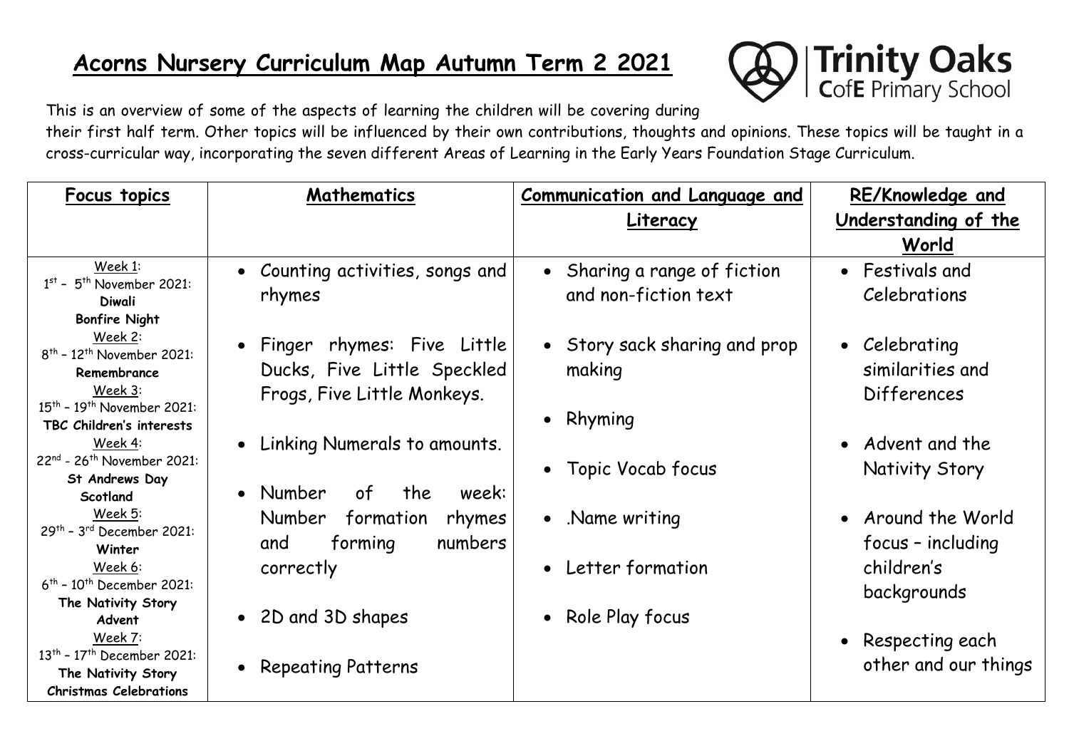# Acorns Nursery Curriculum Map Autumn Term 2 2021

Trinity Oaks CofE Primary School

This is an overview of some of the aspects of learning the children will be covering during their first half term. Other topics will be influenced by their own contributions, thoughts and opinions. These topics will be taught in a cross-curricular way, incorporating the seven different Areas of Learning in the Early Years Foundation Stage Curriculum.

| Focus topics | Mathematics | Communication and Language and Literacy | RE/Knowledge and Understanding of the World |
| --- | --- | --- | --- |
| Week 1: 1st – 5th November 2021: **Diwali** **Bonfire Night**<br>Week 2: 8th – 12th November 2021: **Remembrance**<br>Week 3: 15th – 19th November 2021: **TBC Children's interests**<br>Week 4: 22nd - 26th November 2021: **St Andrews Day Scotland**<br>Week 5: 29th – 3rd December 2021: **Winter**<br>Week 6: 6th – 10th December 2021: **The Nativity Story Advent**<br>Week 7: 13th – 17th December 2021: **The Nativity Story Christmas Celebrations** | • Counting activities, songs and rhymes<br>• Finger rhymes: Five Little Ducks, Five Little Speckled Frogs, Five Little Monkeys.<br>• Linking Numerals to amounts.<br>• Number of the week: Number formation rhymes and forming numbers correctly<br>• 2D and 3D shapes<br>• Repeating Patterns | • Sharing a range of fiction and non-fiction text<br>• Story sack sharing and prop making<br>• Rhyming<br>• Topic Vocab focus<br>• .Name writing<br>• Letter formation<br>• Role Play focus | • Festivals and Celebrations<br>• Celebrating similarities and Differences<br>• Advent and the Nativity Story<br>• Around the World focus – including children's backgrounds<br>• Respecting each other and our things |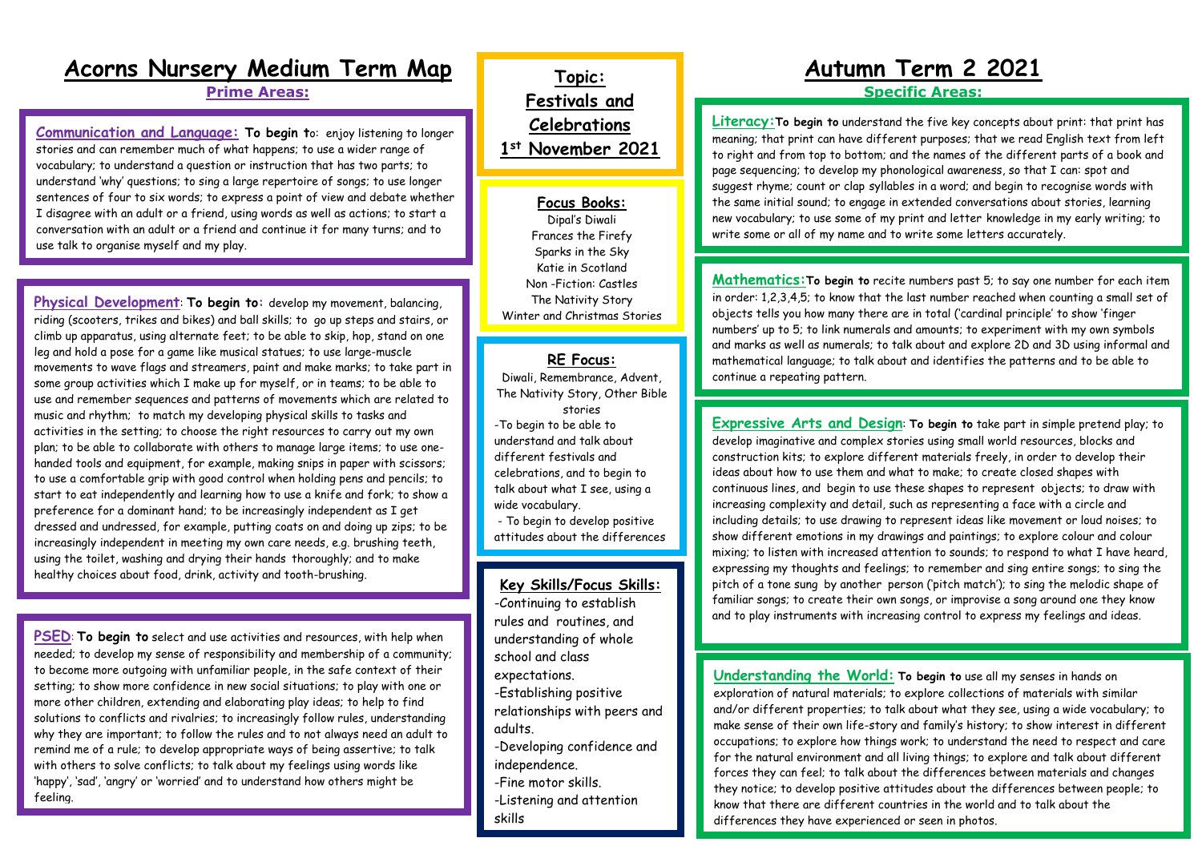# Acorns Nursery Medium Term Map

## Prime Areas:

**Communication and Language:** **To begin t**o: enjoy listening to longer stories and can remember much of what happens; to use a wider range of vocabulary; to understand a question or instruction that has two parts; to understand 'why' questions; to sing a large repertoire of songs; to use longer sentences of four to six words; to express a point of view and debate whether I disagree with an adult or a friend, using words as well as actions; to start a conversation with an adult or a friend and continue it for many turns; and to use talk to organise myself and my play.

**Physical Development**: **To begin to:** develop my movement, balancing, riding (scooters, trikes and bikes) and ball skills; to go up steps and stairs, or climb up apparatus, using alternate feet; to be able to skip, hop, stand on one leg and hold a pose for a game like musical statues; to use large-muscle movements to wave flags and streamers, paint and make marks; to take part in some group activities which I make up for myself, or in teams; to be able to use and remember sequences and patterns of movements which are related to music and rhythm; to match my developing physical skills to tasks and activities in the setting; to choose the right resources to carry out my own plan; to be able to collaborate with others to manage large items; to use one-handed tools and equipment, for example, making snips in paper with scissors; to use a comfortable grip with good control when holding pens and pencils; to start to eat independently and learning how to use a knife and fork; to show a preference for a dominant hand; to be increasingly independent as I get dressed and undressed, for example, putting coats on and doing up zips; to be increasingly independent in meeting my own care needs, e.g. brushing teeth, using the toilet, washing and drying their hands thoroughly; and to make healthy choices about food, drink, activity and tooth-brushing.

**PSED**: **To begin to** select and use activities and resources, with help when needed; to develop my sense of responsibility and membership of a community; to become more outgoing with unfamiliar people, in the safe context of their setting; to show more confidence in new social situations; to play with one or more other children, extending and elaborating play ideas; to help to find solutions to conflicts and rivalries; to increasingly follow rules, understanding why they are important; to follow the rules and to not always need an adult to remind me of a rule; to develop appropriate ways of being assertive; to talk with others to solve conflicts; to talk about my feelings using words like 'happy', 'sad', 'angry' or 'worried' and to understand how others might be feeling.

## Topic: Festivals and Celebrations 1st November 2021

### Focus Books:

Dipal's Diwali
Frances the Firefy
Sparks in the Sky
Katie in Scotland
Non -Fiction: Castles
The Nativity Story
Winter and Christmas Stories

### RE Focus:

Diwali, Remembrance, Advent, The Nativity Story, Other Bible stories

-To begin to be able to understand and talk about different festivals and celebrations, and to begin to talk about what I see, using a wide vocabulary.

- To begin to develop positive attitudes about the differences

### Key Skills/Focus Skills:

-Continuing to establish rules and routines, and understanding of whole school and class expectations.
-Establishing positive relationships with peers and adults.
-Developing confidence and independence.
-Fine motor skills.
-Listening and attention skills

# Autumn Term 2 2021

## Specific Areas:

**Literacy:** **To begin to** understand the five key concepts about print: that print has meaning; that print can have different purposes; that we read English text from left to right and from top to bottom; and the names of the different parts of a book and page sequencing; to develop my phonological awareness, so that I can: spot and suggest rhyme; count or clap syllables in a word; and begin to recognise words with the same initial sound; to engage in extended conversations about stories, learning new vocabulary; to use some of my print and letter knowledge in my early writing; to write some or all of my name and to write some letters accurately.

**Mathematics:** **To begin to** recite numbers past 5; to say one number for each item in order: 1,2,3,4,5; to know that the last number reached when counting a small set of objects tells you how many there are in total ('cardinal principle' to show 'finger numbers' up to 5; to link numerals and amounts; to experiment with my own symbols and marks as well as numerals; to talk about and explore 2D and 3D using informal and mathematical language; to talk about and identifies the patterns and to be able to continue a repeating pattern.

**Expressive Arts and Design**: **To begin to** take part in simple pretend play; to develop imaginative and complex stories using small world resources, blocks and construction kits; to explore different materials freely, in order to develop their ideas about how to use them and what to make; to create closed shapes with continuous lines, and begin to use these shapes to represent objects; to draw with increasing complexity and detail, such as representing a face with a circle and including details; to use drawing to represent ideas like movement or loud noises; to show different emotions in my drawings and paintings; to explore colour and colour mixing; to listen with increased attention to sounds; to respond to what I have heard, expressing my thoughts and feelings; to remember and sing entire songs; to sing the pitch of a tone sung by another person ('pitch match'); to sing the melodic shape of familiar songs; to create their own songs, or improvise a song around one they know and to play instruments with increasing control to express my feelings and ideas.

**Understanding the World:** **To begin to** use all my senses in hands on exploration of natural materials; to explore collections of materials with similar and/or different properties; to talk about what they see, using a wide vocabulary; to make sense of their own life-story and family's history; to show interest in different occupations; to explore how things work; to understand the need to respect and care for the natural environment and all living things; to explore and talk about different forces they can feel; to talk about the differences between materials and changes they notice; to develop positive attitudes about the differences between people; to know that there are different countries in the world and to talk about the differences they have experienced or seen in photos.